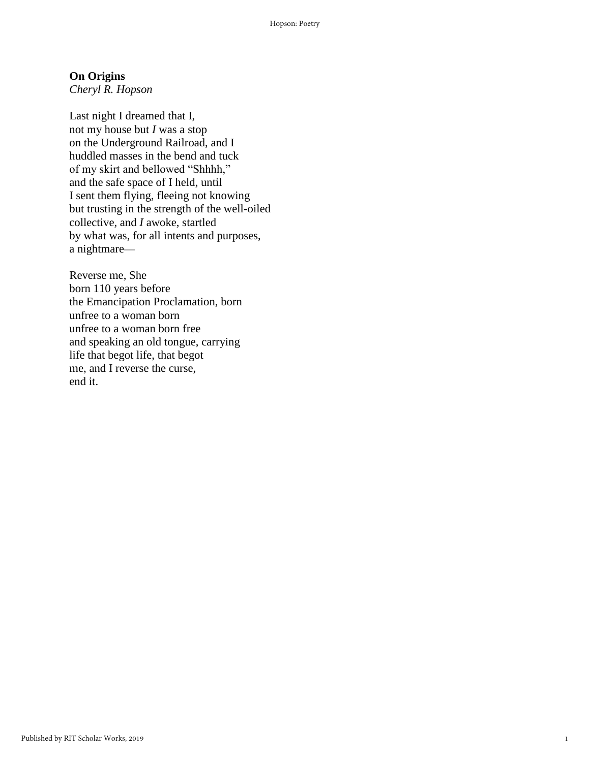**On Origins**  
*Cheryl R. Hopson*

Last night I dreamed that I,  
not my house but *I* was a stop  
on the Underground Railroad, and I  
huddled masses in the bend and tuck  
of my skirt and bellowed “Shhhh,”  
and the safe space of I held, until  
I sent them flying, fleeing not knowing  
but trusting in the strength of the well-oiled  
collective, and *I* awoke, startled  
by what was, for all intents and purposes,  
a nightmare—

Reverse me, She  
born 110 years before  
the Emancipation Proclamation, born  
unfree to a woman born  
unfree to a woman born free  
and speaking an old tongue, carrying  
life that begot life, that begot  
me, and I reverse the curse,  
end it.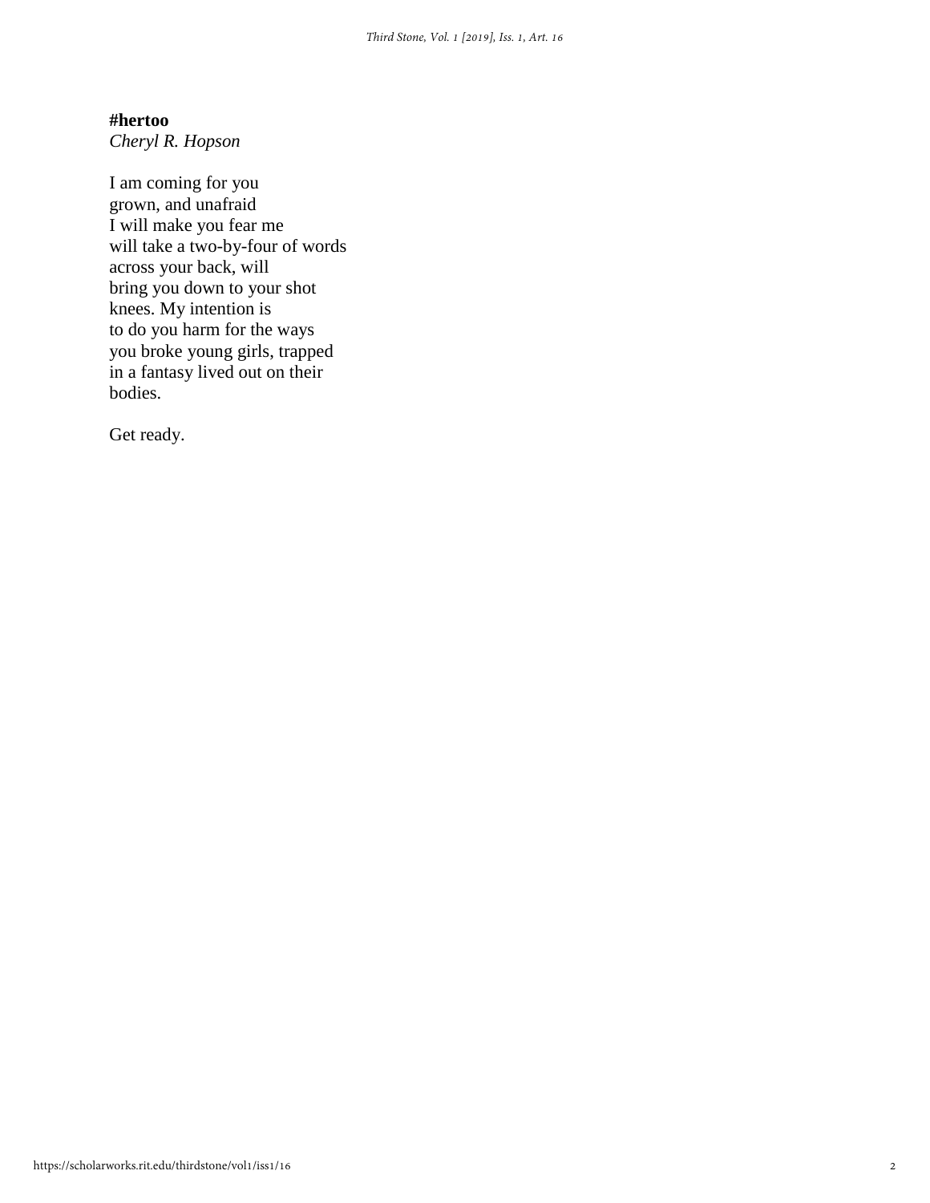**#hertoo**

*Cheryl R. Hopson*

I am coming for you  
grown, and unafraid  
I will make you fear me  
will take a two-by-four of words  
across your back, will  
bring you down to your shot  
knees. My intention is  
to do you harm for the ways  
you broke young girls, trapped  
in a fantasy lived out on their  
bodies.

Get ready.